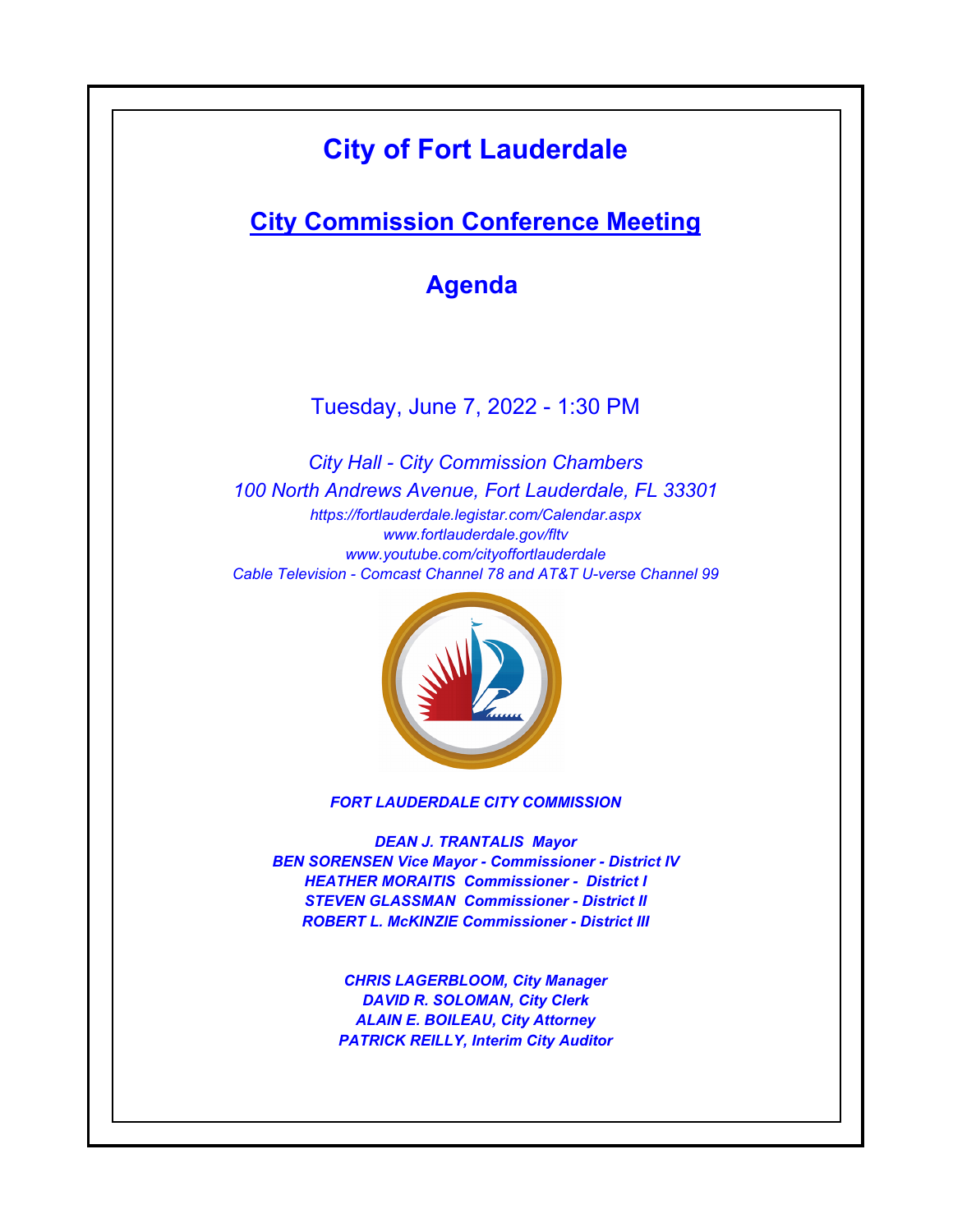# City of Fort Lauderdale

## City Commission Conference Meeting

## Agenda

Tuesday, June 7, 2022 - 1:30 PM

*City Hall - City Commission Chambers*

*100 North Andrews Avenue, Fort Lauderdale, FL 33301*

*https://fortlauderdale.legistar.com/Calendar.aspx*

*www.fortlauderdale.gov/fltv*

*www.youtube.com/cityoffortlauderdale*

*Cable Television - Comcast Channel 78 and AT&T U-verse Channel 99*

***FORT LAUDERDALE CITY COMMISSION***

***DEAN J. TRANTALIS Mayor***

***BEN SORENSEN Vice Mayor - Commissioner - District IV***

***HEATHER MORAITIS Commissioner - District I***

***STEVEN GLASSMAN Commissioner - District II***

***ROBERT L. McKINZIE Commissioner - District III***

***CHRIS LAGERBLOOM, City Manager***

***DAVID R. SOLOMAN, City Clerk***

***ALAIN E. BOILEAU, City Attorney***

***PATRICK REILLY, Interim City Auditor***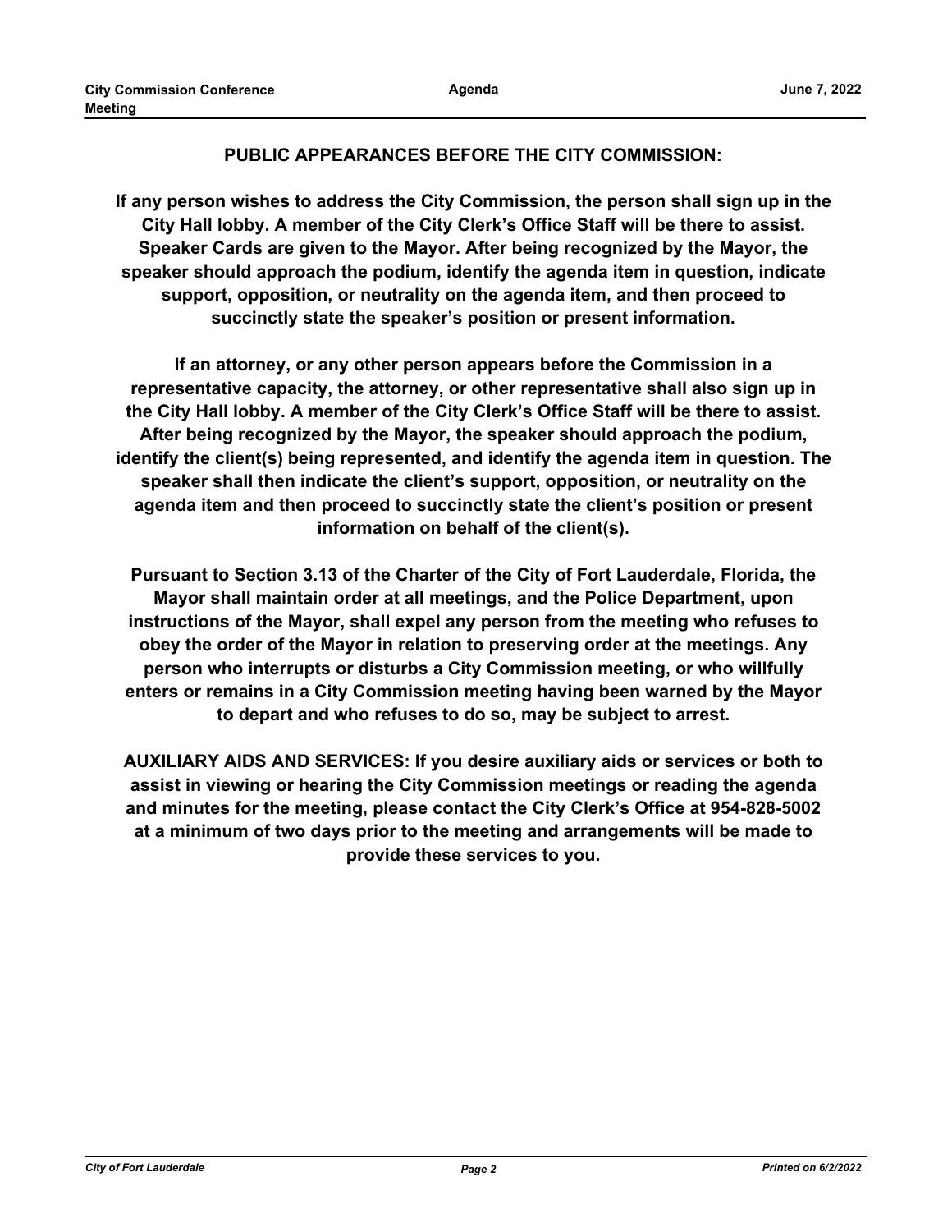## PUBLIC APPEARANCES BEFORE THE CITY COMMISSION:

**If any person wishes to address the City Commission, the person shall sign up in the City Hall lobby. A member of the City Clerk's Office Staff will be there to assist. Speaker Cards are given to the Mayor. After being recognized by the Mayor, the speaker should approach the podium, identify the agenda item in question, indicate support, opposition, or neutrality on the agenda item, and then proceed to succinctly state the speaker's position or present information.**

**If an attorney, or any other person appears before the Commission in a representative capacity, the attorney, or other representative shall also sign up in the City Hall lobby. A member of the City Clerk's Office Staff will be there to assist. After being recognized by the Mayor, the speaker should approach the podium, identify the client(s) being represented, and identify the agenda item in question. The speaker shall then indicate the client's support, opposition, or neutrality on the agenda item and then proceed to succinctly state the client's position or present information on behalf of the client(s).**

**Pursuant to Section 3.13 of the Charter of the City of Fort Lauderdale, Florida, the Mayor shall maintain order at all meetings, and the Police Department, upon instructions of the Mayor, shall expel any person from the meeting who refuses to obey the order of the Mayor in relation to preserving order at the meetings. Any person who interrupts or disturbs a City Commission meeting, or who willfully enters or remains in a City Commission meeting having been warned by the Mayor to depart and who refuses to do so, may be subject to arrest.**

**AUXILIARY AIDS AND SERVICES: If you desire auxiliary aids or services or both to assist in viewing or hearing the City Commission meetings or reading the agenda and minutes for the meeting, please contact the City Clerk's Office at 954-828-5002 at a minimum of two days prior to the meeting and arrangements will be made to provide these services to you.**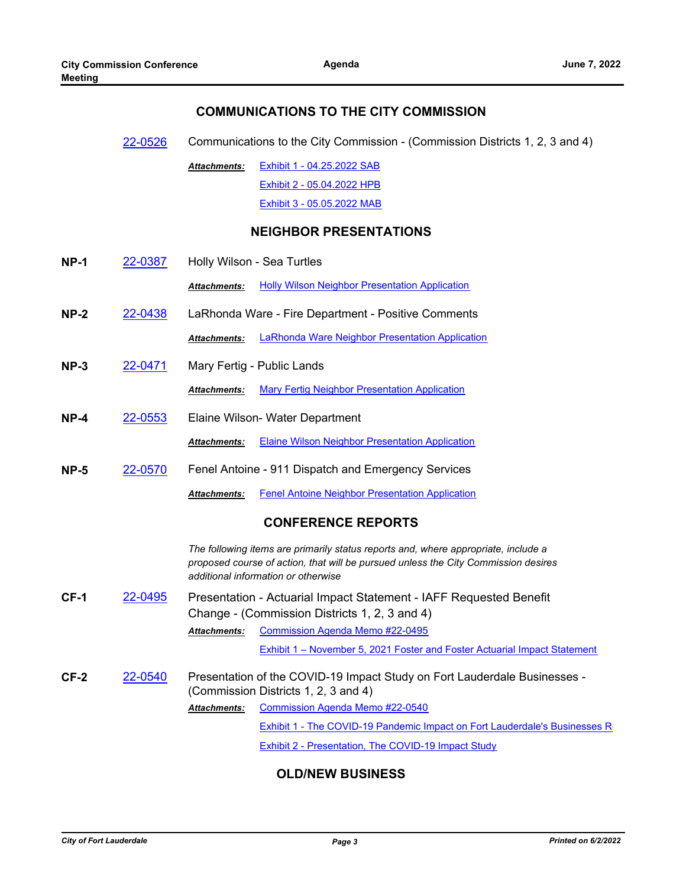## COMMUNICATIONS TO THE CITY COMMISSION

22-0526 Communications to the City Commission - (Commission Districts 1, 2, 3 and 4)

***Attachments:*** Exhibit 1 - 04.25.2022 SAB
Exhibit 2 - 05.04.2022 HPB
Exhibit 3 - 05.05.2022 MAB

## NEIGHBOR PRESENTATIONS

**NP-1** 22-0387 Holly Wilson - Sea Turtles

***Attachments:*** Holly Wilson Neighbor Presentation Application

**NP-2** 22-0438 LaRhonda Ware - Fire Department - Positive Comments

***Attachments:*** LaRhonda Ware Neighbor Presentation Application

**NP-3** 22-0471 Mary Fertig - Public Lands

***Attachments:*** Mary Fertig Neighbor Presentation Application

**NP-4** 22-0553 Elaine Wilson- Water Department

***Attachments:*** Elaine Wilson Neighbor Presentation Application

**NP-5** 22-0570 Fenel Antoine - 911 Dispatch and Emergency Services

***Attachments:*** Fenel Antoine Neighbor Presentation Application

## CONFERENCE REPORTS

*The following items are primarily status reports and, where appropriate, include a proposed course of action, that will be pursued unless the City Commission desires additional information or otherwise*

**CF-1** 22-0495 Presentation - Actuarial Impact Statement - IAFF Requested Benefit Change - (Commission Districts 1, 2, 3 and 4)

***Attachments:*** Commission Agenda Memo #22-0495
Exhibit 1 – November 5, 2021 Foster and Foster Actuarial Impact Statement

**CF-2** 22-0540 Presentation of the COVID-19 Impact Study on Fort Lauderdale Businesses - (Commission Districts 1, 2, 3 and 4)

***Attachments:*** Commission Agenda Memo #22-0540
Exhibit 1 - The COVID-19 Pandemic Impact on Fort Lauderdale's Businesses R
Exhibit 2 - Presentation, The COVID-19 Impact Study

## OLD/NEW BUSINESS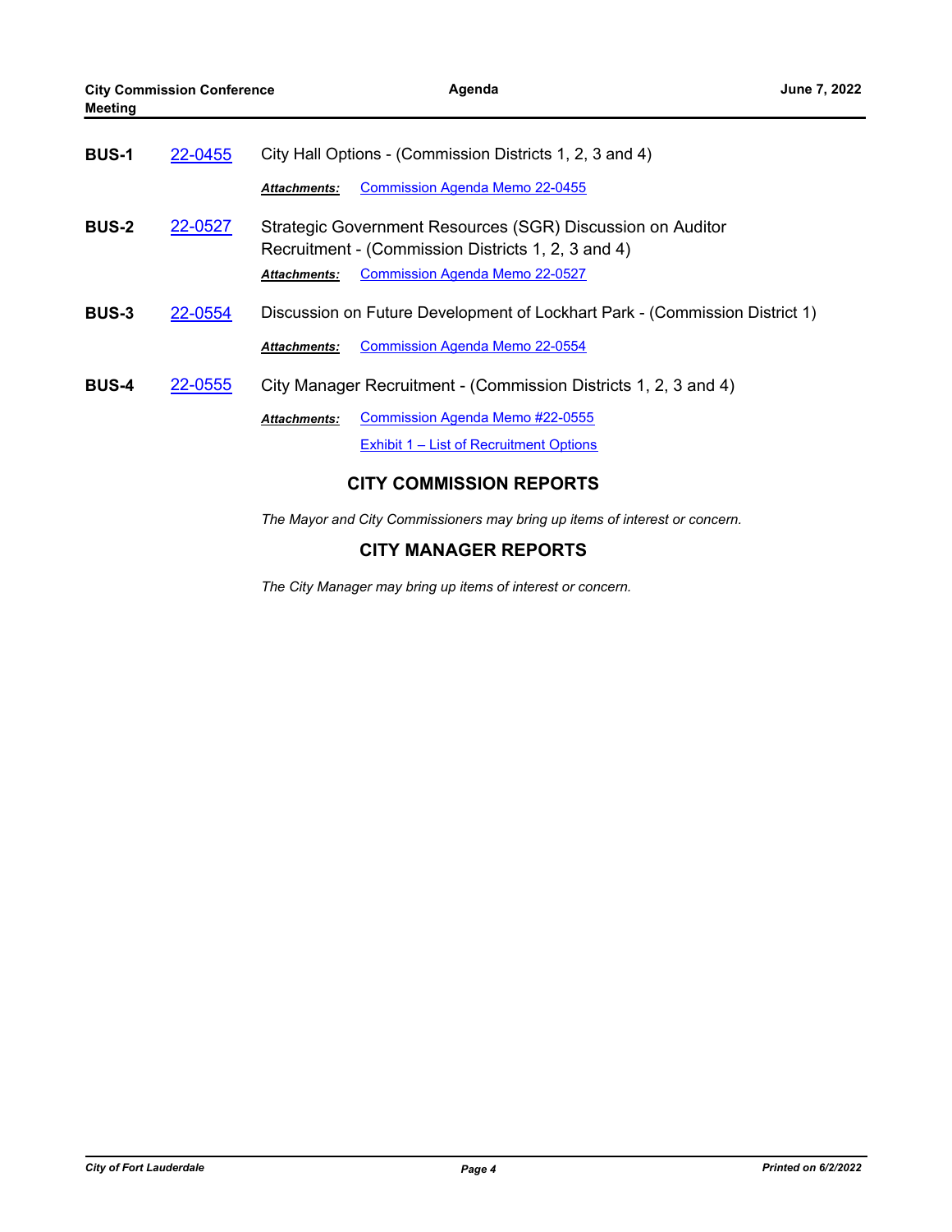**BUS-1** 22-0455 City Hall Options - (Commission Districts 1, 2, 3 and 4)

***Attachments:*** Commission Agenda Memo 22-0455

**BUS-2** 22-0527 Strategic Government Resources (SGR) Discussion on Auditor Recruitment - (Commission Districts 1, 2, 3 and 4)

***Attachments:*** Commission Agenda Memo 22-0527

**BUS-3** 22-0554 Discussion on Future Development of Lockhart Park - (Commission District 1)

***Attachments:*** Commission Agenda Memo 22-0554

**BUS-4** 22-0555 City Manager Recruitment - (Commission Districts 1, 2, 3 and 4)

***Attachments:*** Commission Agenda Memo #22-0555

Exhibit 1 – List of Recruitment Options

## CITY COMMISSION REPORTS

*The Mayor and City Commissioners may bring up items of interest or concern.*

## CITY MANAGER REPORTS

*The City Manager may bring up items of interest or concern.*